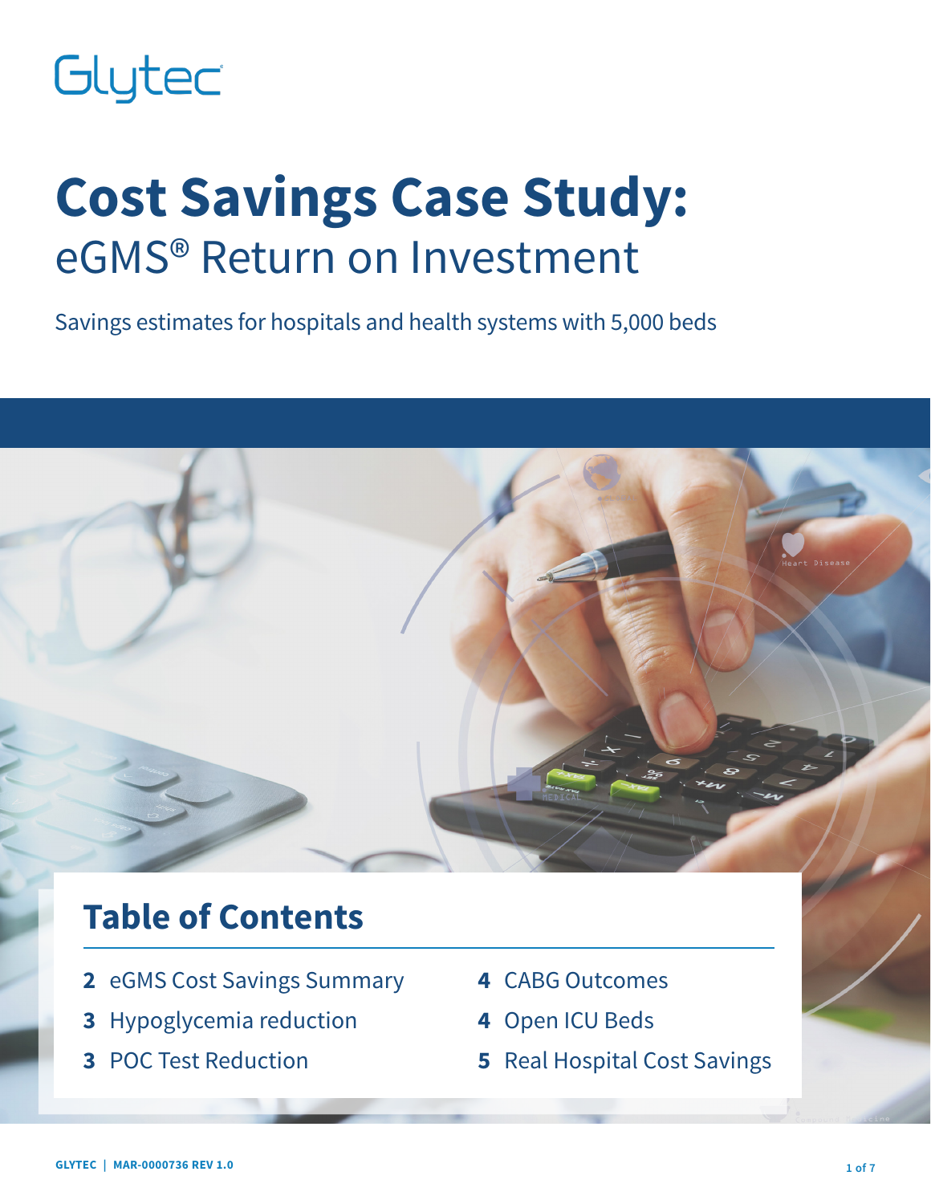Glytec

# Cost Savings Case Study:

## eGMS® Return on Investment

Savings estimates for hospitals and health systems with 5,000 beds

## Table of Contents

- **2** eGMS Cost Savings Summary
- **3** Hypoglycemia reduction
- **3** POC Test Reduction
- **4** CABG Outcomes
- **4** Open ICU Beds
- **5** Real Hospital Cost Savings

GLYTEC | MAR-0000736 REV 1.0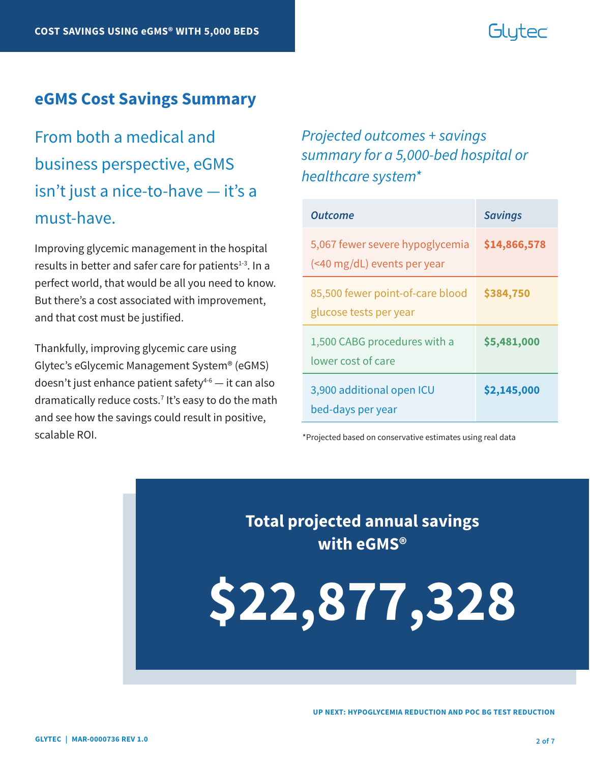## eGMS Cost Savings Summary

### From both a medical and business perspective, eGMS isn't just a nice-to-have — it's a must-have.

Improving glycemic management in the hospital results in better and safer care for patients[1-3]. In a perfect world, that would be all you need to know. But there's a cost associated with improvement, and that cost must be justified.

Thankfully, improving glycemic care using Glytec's eGlycemic Management System® (eGMS) doesn't just enhance patient safety[4-6] — it can also dramatically reduce costs.[7] It's easy to do the math and see how the savings could result in positive, scalable ROI.

*Projected outcomes + savings summary for a 5,000-bed hospital or healthcare system**

| *Outcome* | *Savings* |
|---|---|
| 5,067 fewer severe hypoglycemia (<40 mg/dL) events per year | **$14,866,578** |
| 85,500 fewer point-of-care blood glucose tests per year | **$384,750** |
| 1,500 CABG procedures with a lower cost of care | **$5,481,000** |
| 3,900 additional open ICU bed-days per year | **$2,145,000** |

*Projected based on conservative estimates using real data

**Total projected annual savings with eGMS®**

# $22,877,328

UP NEXT: HYPOGLYCEMIA REDUCTION AND POC BG TEST REDUCTION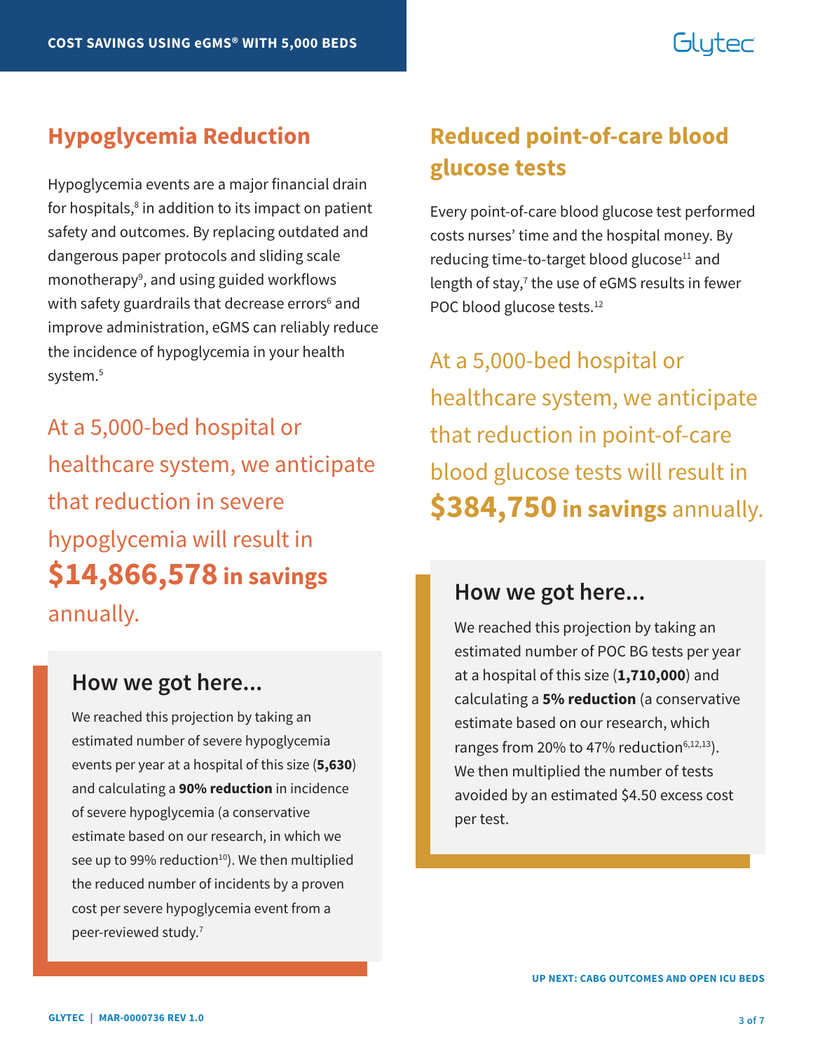## Hypoglycemia Reduction

Hypoglycemia events are a major financial drain for hospitals,[8] in addition to its impact on patient safety and outcomes. By replacing outdated and dangerous paper protocols and sliding scale monotherapy[9], and using guided workflows with safety guardrails that decrease errors[6] and improve administration, eGMS can reliably reduce the incidence of hypoglycemia in your health system.[5]

At a 5,000-bed hospital or healthcare system, we anticipate that reduction in severe hypoglycemia will result in **$14,866,578 in savings** annually.

### How we got here...

We reached this projection by taking an estimated number of severe hypoglycemia events per year at a hospital of this size (**5,630**) and calculating a **90% reduction** in incidence of severe hypoglycemia (a conservative estimate based on our research, in which we see up to 99% reduction[10]). We then multiplied the reduced number of incidents by a proven cost per severe hypoglycemia event from a peer-reviewed study.[7]

## Reduced point-of-care blood glucose tests

Every point-of-care blood glucose test performed costs nurses' time and the hospital money. By reducing time-to-target blood glucose[11] and length of stay,[7] the use of eGMS results in fewer POC blood glucose tests.[12]

At a 5,000-bed hospital or healthcare system, we anticipate that reduction in point-of-care blood glucose tests will result in **$384,750 in savings** annually.

### How we got here...

We reached this projection by taking an estimated number of POC BG tests per year at a hospital of this size (**1,710,000**) and calculating a **5% reduction** (a conservative estimate based on our research, which ranges from 20% to 47% reduction[6,12,13]). We then multiplied the number of tests avoided by an estimated $4.50 excess cost per test.

UP NEXT: CABG OUTCOMES AND OPEN ICU BEDS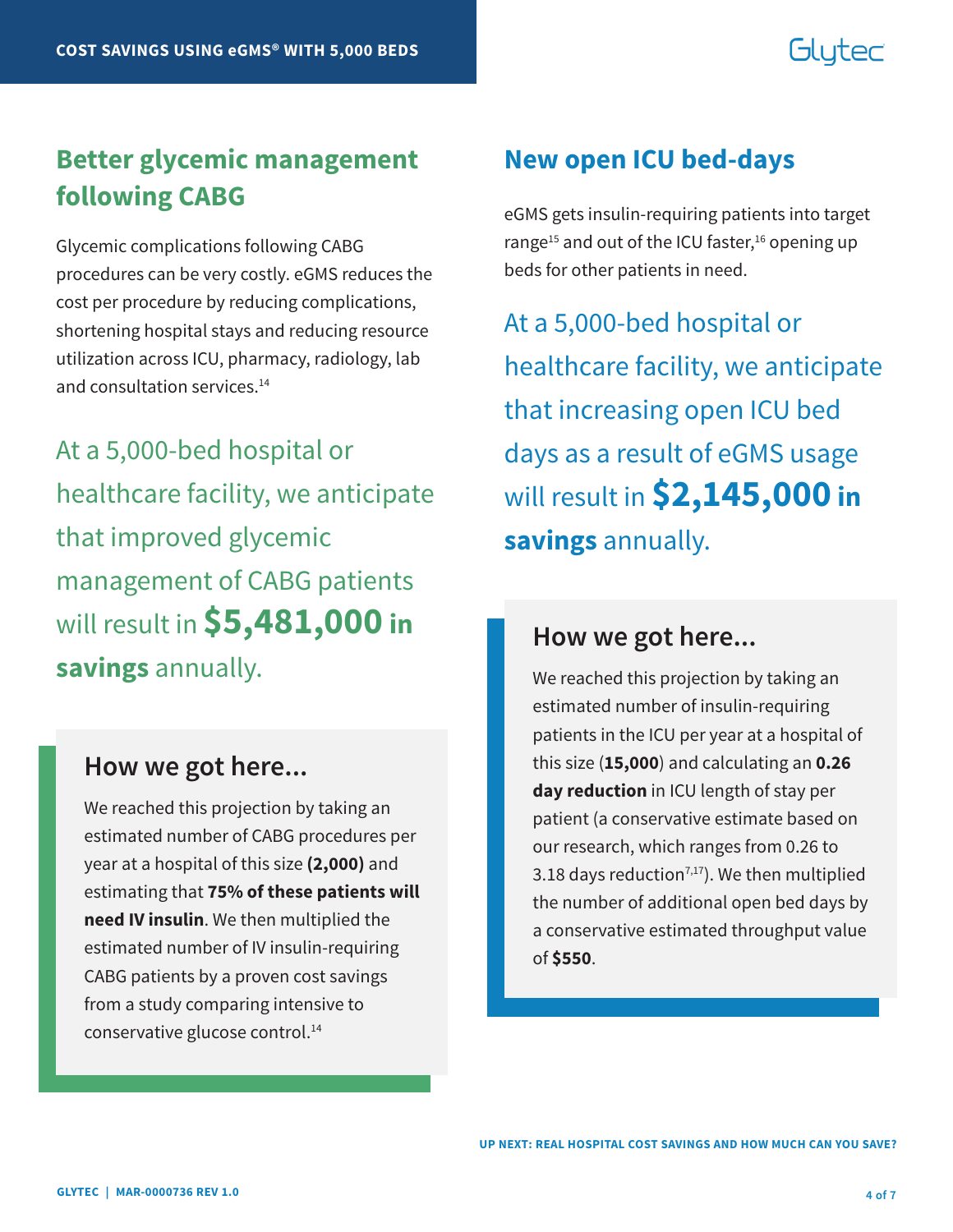## Better glycemic management following CABG

Glycemic complications following CABG procedures can be very costly. eGMS reduces the cost per procedure by reducing complications, shortening hospital stays and reducing resource utilization across ICU, pharmacy, radiology, lab and consultation services.[14]

At a 5,000-bed hospital or healthcare facility, we anticipate that improved glycemic management of CABG patients will result in **$5,481,000 in savings** annually.

### How we got here...

We reached this projection by taking an estimated number of CABG procedures per year at a hospital of this size **(2,000)** and estimating that **75% of these patients will need IV insulin**. We then multiplied the estimated number of IV insulin-requiring CABG patients by a proven cost savings from a study comparing intensive to conservative glucose control.[14]

## New open ICU bed-days

eGMS gets insulin-requiring patients into target range[15] and out of the ICU faster,[16] opening up beds for other patients in need.

At a 5,000-bed hospital or healthcare facility, we anticipate that increasing open ICU bed days as a result of eGMS usage will result in **$2,145,000 in savings** annually.

### How we got here...

We reached this projection by taking an estimated number of insulin-requiring patients in the ICU per year at a hospital of this size (**15,000**) and calculating an **0.26 day reduction** in ICU length of stay per patient (a conservative estimate based on our research, which ranges from 0.26 to 3.18 days reduction[7,17]). We then multiplied the number of additional open bed days by a conservative estimated throughput value of **$550**.

**UP NEXT: REAL HOSPITAL COST SAVINGS AND HOW MUCH CAN YOU SAVE?**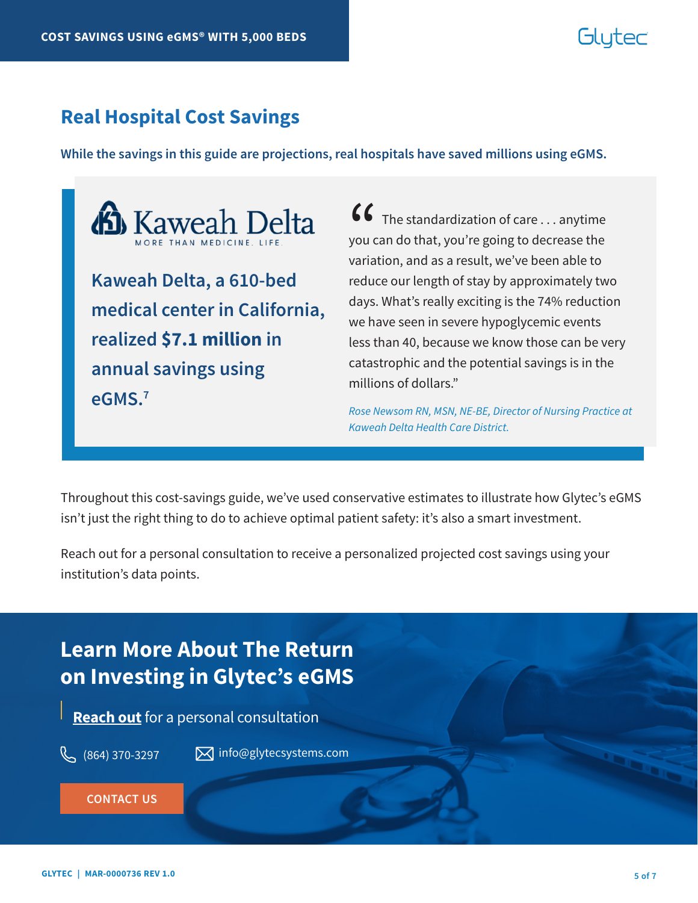## Real Hospital Cost Savings

**While the savings in this guide are projections, real hospitals have saved millions using eGMS.**

Kaweah Delta
MORE THAN MEDICINE. LIFE.

**Kaweah Delta, a 610-bed medical center in California, realized $7.1 million in annual savings using eGMS.**[7]

> "The standardization of care . . . anytime you can do that, you're going to decrease the variation, and as a result, we've been able to reduce our length of stay by approximately two days. What's really exciting is the 74% reduction we have seen in severe hypoglycemic events less than 40, because we know those can be very catastrophic and the potential savings is in the millions of dollars."
>
> *Rose Newsom RN, MSN, NE-BE, Director of Nursing Practice at Kaweah Delta Health Care District.*

Throughout this cost-savings guide, we've used conservative estimates to illustrate how Glytec's eGMS isn't just the right thing to do to achieve optimal patient safety: it's also a smart investment.

Reach out for a personal consultation to receive a personalized projected cost savings using your institution's data points.

## Learn More About The Return on Investing in Glytec's eGMS

**Reach out** for a personal consultation

(864) 370-3297

info@glytecsystems.com

CONTACT US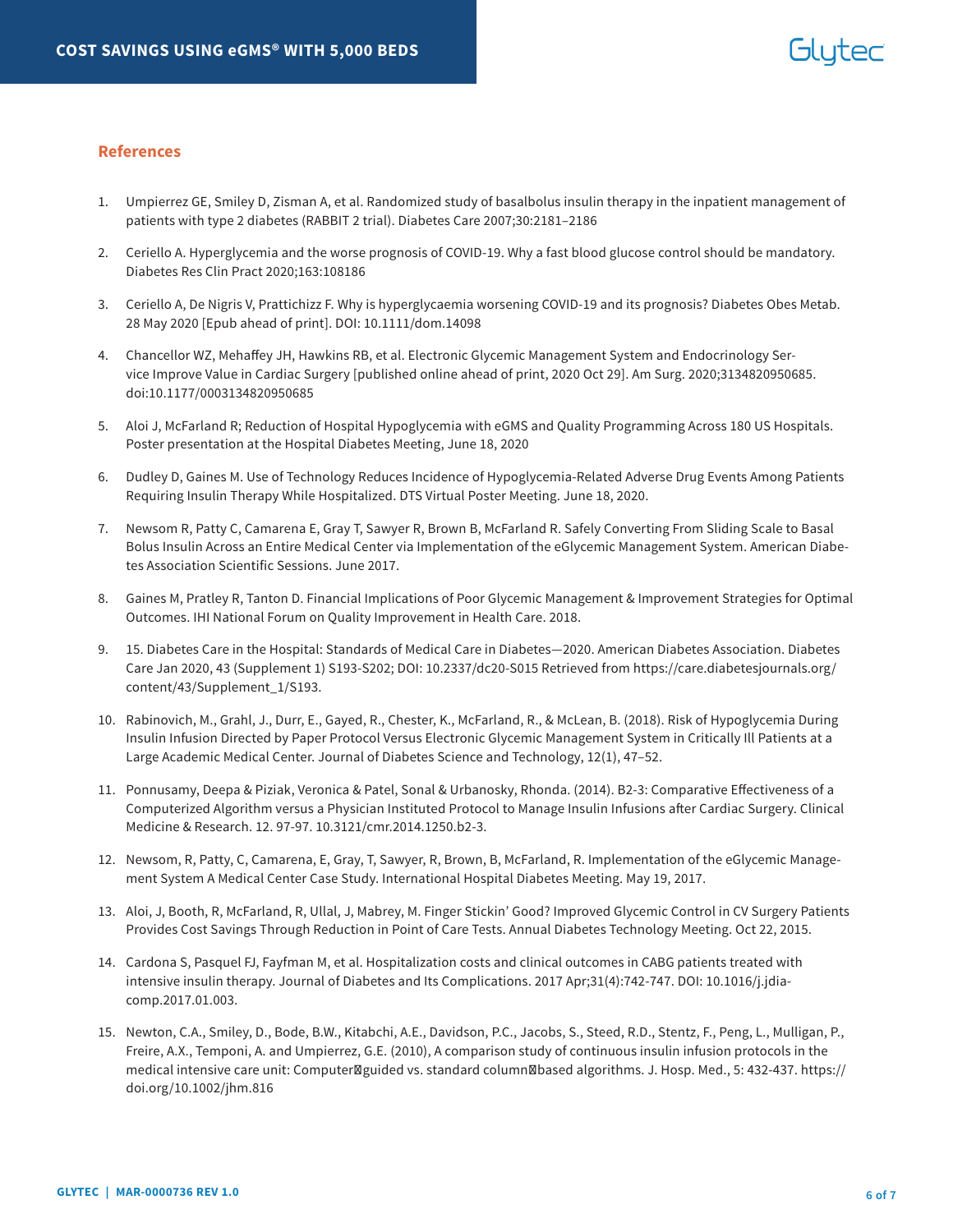## References

1. Umpierrez GE, Smiley D, Zisman A, et al. Randomized study of basalbolus insulin therapy in the inpatient management of patients with type 2 diabetes (RABBIT 2 trial). Diabetes Care 2007;30:2181–2186
2. Ceriello A. Hyperglycemia and the worse prognosis of COVID-19. Why a fast blood glucose control should be mandatory. Diabetes Res Clin Pract 2020;163:108186
3. Ceriello A, De Nigris V, Prattichizz F. Why is hyperglycaemia worsening COVID-19 and its prognosis? Diabetes Obes Metab. 28 May 2020 [Epub ahead of print]. DOI: 10.1111/dom.14098
4. Chancellor WZ, Mehaffey JH, Hawkins RB, et al. Electronic Glycemic Management System and Endocrinology Service Improve Value in Cardiac Surgery [published online ahead of print, 2020 Oct 29]. Am Surg. 2020;3134820950685. doi:10.1177/0003134820950685
5. Aloi J, McFarland R; Reduction of Hospital Hypoglycemia with eGMS and Quality Programming Across 180 US Hospitals. Poster presentation at the Hospital Diabetes Meeting, June 18, 2020
6. Dudley D, Gaines M. Use of Technology Reduces Incidence of Hypoglycemia-Related Adverse Drug Events Among Patients Requiring Insulin Therapy While Hospitalized. DTS Virtual Poster Meeting. June 18, 2020.
7. Newsom R, Patty C, Camarena E, Gray T, Sawyer R, Brown B, McFarland R. Safely Converting From Sliding Scale to Basal Bolus Insulin Across an Entire Medical Center via Implementation of the eGlycemic Management System. American Diabetes Association Scientific Sessions. June 2017.
8. Gaines M, Pratley R, Tanton D. Financial Implications of Poor Glycemic Management & Improvement Strategies for Optimal Outcomes. IHI National Forum on Quality Improvement in Health Care. 2018.
9. 15. Diabetes Care in the Hospital: Standards of Medical Care in Diabetes—2020. American Diabetes Association. Diabetes Care Jan 2020, 43 (Supplement 1) S193-S202; DOI: 10.2337/dc20-S015 Retrieved from https://care.diabetesjournals.org/content/43/Supplement_1/S193.
10. Rabinovich, M., Grahl, J., Durr, E., Gayed, R., Chester, K., McFarland, R., & McLean, B. (2018). Risk of Hypoglycemia During Insulin Infusion Directed by Paper Protocol Versus Electronic Glycemic Management System in Critically Ill Patients at a Large Academic Medical Center. Journal of Diabetes Science and Technology, 12(1), 47–52.
11. Ponnusamy, Deepa & Piziak, Veronica & Patel, Sonal & Urbanosky, Rhonda. (2014). B2-3: Comparative Effectiveness of a Computerized Algorithm versus a Physician Instituted Protocol to Manage Insulin Infusions after Cardiac Surgery. Clinical Medicine & Research. 12. 97-97. 10.3121/cmr.2014.1250.b2-3.
12. Newsom, R, Patty, C, Camarena, E, Gray, T, Sawyer, R, Brown, B, McFarland, R. Implementation of the eGlycemic Management System A Medical Center Case Study. International Hospital Diabetes Meeting. May 19, 2017.
13. Aloi, J, Booth, R, McFarland, R, Ullal, J, Mabrey, M. Finger Stickin' Good? Improved Glycemic Control in CV Surgery Patients Provides Cost Savings Through Reduction in Point of Care Tests. Annual Diabetes Technology Meeting. Oct 22, 2015.
14. Cardona S, Pasquel FJ, Fayfman M, et al. Hospitalization costs and clinical outcomes in CABG patients treated with intensive insulin therapy. Journal of Diabetes and Its Complications. 2017 Apr;31(4):742-747. DOI: 10.1016/j.jdiacomp.2017.01.003.
15. Newton, C.A., Smiley, D., Bode, B.W., Kitabchi, A.E., Davidson, P.C., Jacobs, S., Steed, R.D., Stentz, F., Peng, L., Mulligan, P., Freire, A.X., Temponi, A. and Umpierrez, G.E. (2010), A comparison study of continuous insulin infusion protocols in the medical intensive care unit: Computer‐guided vs. standard column‐based algorithms. J. Hosp. Med., 5: 432-437. https://doi.org/10.1002/jhm.816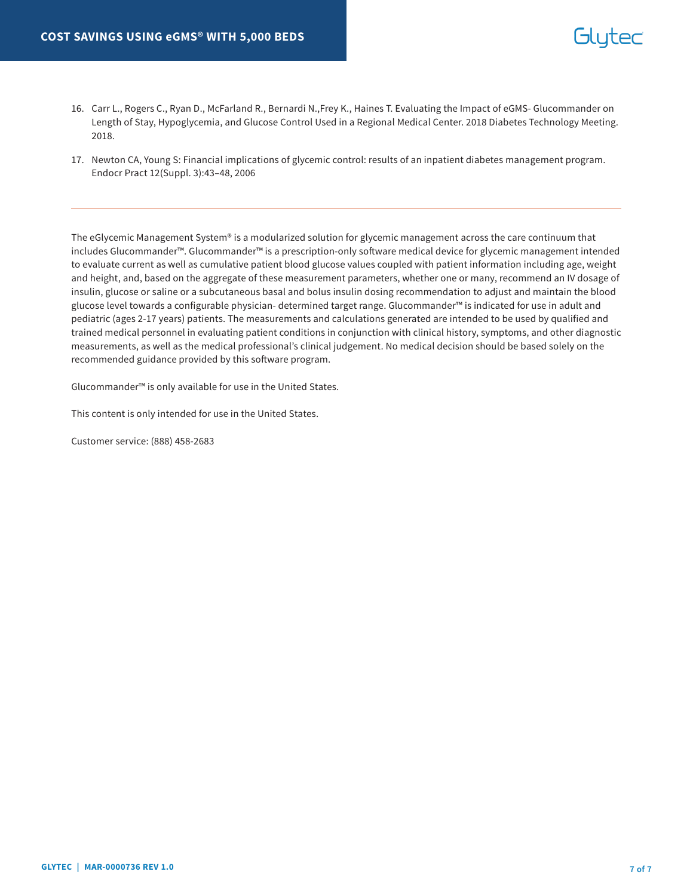16. Carr L., Rogers C., Ryan D., McFarland R., Bernardi N.,Frey K., Haines T. Evaluating the Impact of eGMS- Glucommander on Length of Stay, Hypoglycemia, and Glucose Control Used in a Regional Medical Center. 2018 Diabetes Technology Meeting. 2018.

17. Newton CA, Young S: Financial implications of glycemic control: results of an inpatient diabetes management program. Endocr Pract 12(Suppl. 3):43–48, 2006

---

The eGlycemic Management System® is a modularized solution for glycemic management across the care continuum that includes Glucommander™. Glucommander™ is a prescription-only software medical device for glycemic management intended to evaluate current as well as cumulative patient blood glucose values coupled with patient information including age, weight and height, and, based on the aggregate of these measurement parameters, whether one or many, recommend an IV dosage of insulin, glucose or saline or a subcutaneous basal and bolus insulin dosing recommendation to adjust and maintain the blood glucose level towards a configurable physician- determined target range. Glucommander™ is indicated for use in adult and pediatric (ages 2-17 years) patients. The measurements and calculations generated are intended to be used by qualified and trained medical personnel in evaluating patient conditions in conjunction with clinical history, symptoms, and other diagnostic measurements, as well as the medical professional's clinical judgement. No medical decision should be based solely on the recommended guidance provided by this software program.

Glucommander™ is only available for use in the United States.

This content is only intended for use in the United States.

Customer service: (888) 458-2683

GLYTEC | MAR-0000736 REV 1.0